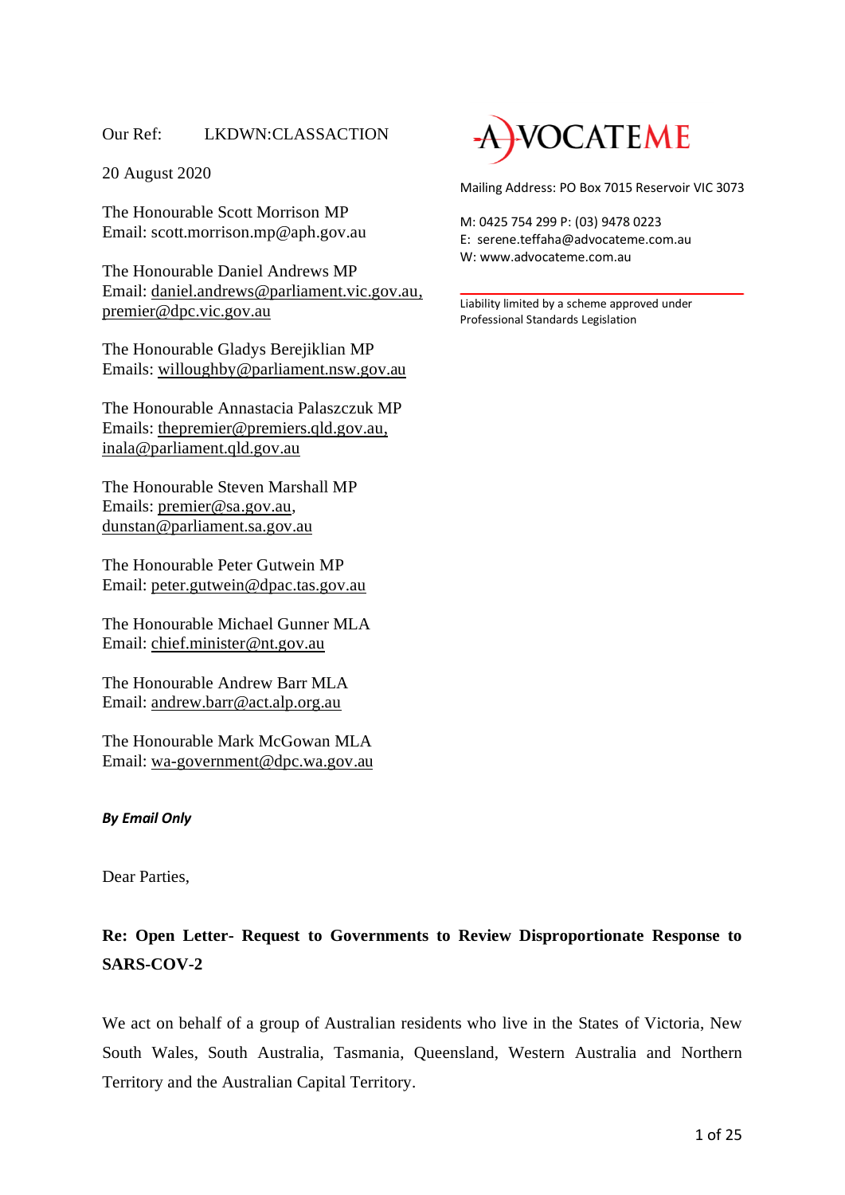Our Ref: LKDWN:CLASSACTION

20 August 2020

ADVOCATEME

Mailing Address: PO Box 7015 Reservoir VIC 3073

M: 0425 754 299 P: (03) 9478 0223
E: serene.teffaha@advocateme.com.au
W: www.advocateme.com.au

Liability limited by a scheme approved under Professional Standards Legislation

The Honourable Scott Morrison MP
Email: scott.morrison.mp@aph.gov.au

The Honourable Daniel Andrews MP
Email: daniel.andrews@parliament.vic.gov.au, premier@dpc.vic.gov.au

The Honourable Gladys Berejiklian MP
Emails: willoughby@parliament.nsw.gov.au

The Honourable Annastacia Palaszczuk MP
Emails: thepremier@premiers.qld.gov.au, inala@parliament.qld.gov.au

The Honourable Steven Marshall MP
Emails: premier@sa.gov.au, dunstan@parliament.sa.gov.au

The Honourable Peter Gutwein MP
Email: peter.gutwein@dpac.tas.gov.au

The Honourable Michael Gunner MLA
Email: chief.minister@nt.gov.au

The Honourable Andrew Barr MLA
Email: andrew.barr@act.alp.org.au

The Honourable Mark McGowan MLA
Email: wa-government@dpc.wa.gov.au

***By Email Only***

Dear Parties,

**Re: Open Letter- Request to Governments to Review Disproportionate Response to SARS-COV-2**

We act on behalf of a group of Australian residents who live in the States of Victoria, New South Wales, South Australia, Tasmania, Queensland, Western Australia and Northern Territory and the Australian Capital Territory.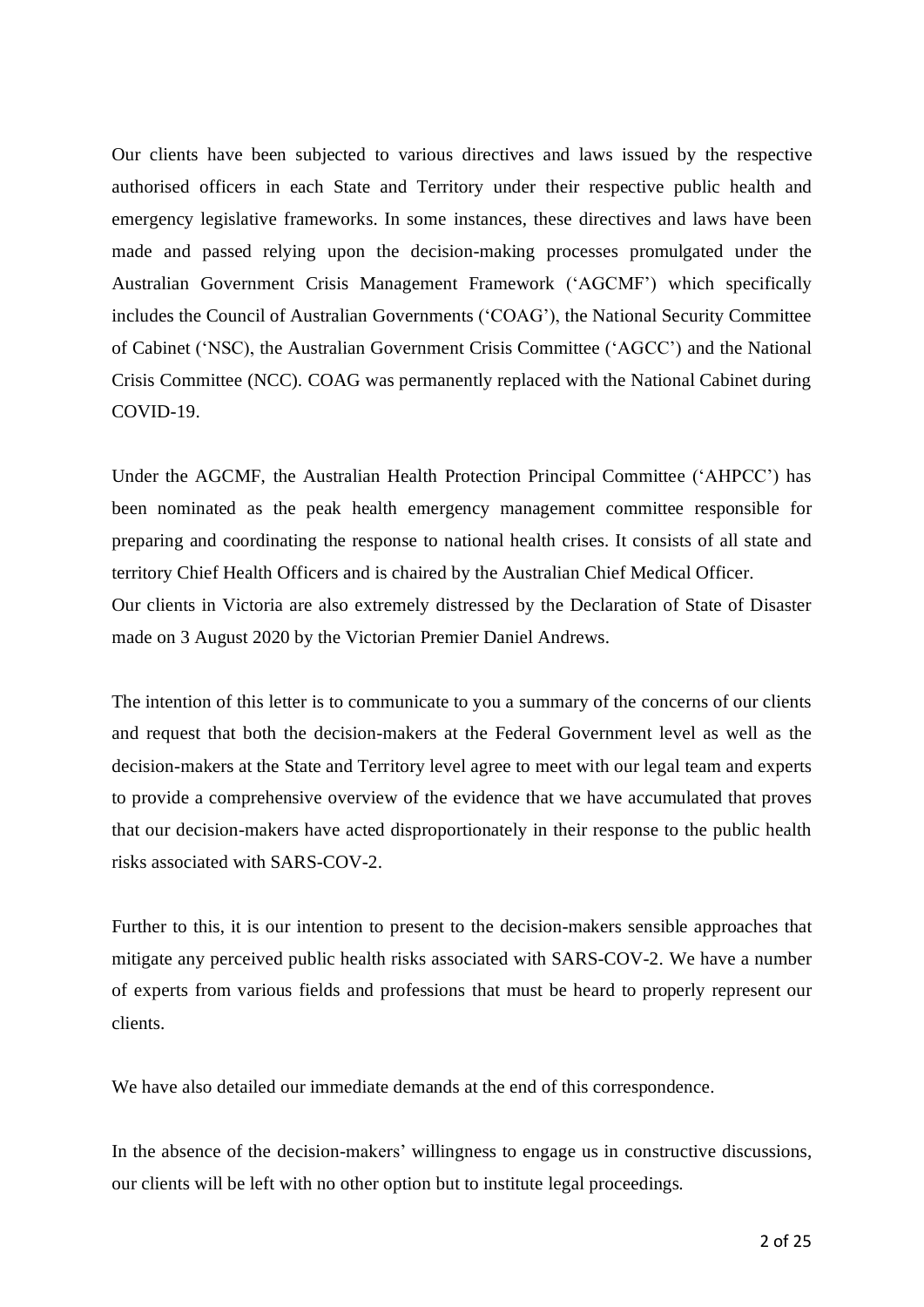Our clients have been subjected to various directives and laws issued by the respective authorised officers in each State and Territory under their respective public health and emergency legislative frameworks. In some instances, these directives and laws have been made and passed relying upon the decision-making processes promulgated under the Australian Government Crisis Management Framework ('AGCMF') which specifically includes the Council of Australian Governments ('COAG'), the National Security Committee of Cabinet ('NSC'), the Australian Government Crisis Committee ('AGCC') and the National Crisis Committee (NCC). COAG was permanently replaced with the National Cabinet during COVID-19.

Under the AGCMF, the Australian Health Protection Principal Committee ('AHPCC') has been nominated as the peak health emergency management committee responsible for preparing and coordinating the response to national health crises. It consists of all state and territory Chief Health Officers and is chaired by the Australian Chief Medical Officer.
Our clients in Victoria are also extremely distressed by the Declaration of State of Disaster made on 3 August 2020 by the Victorian Premier Daniel Andrews.

The intention of this letter is to communicate to you a summary of the concerns of our clients and request that both the decision-makers at the Federal Government level as well as the decision-makers at the State and Territory level agree to meet with our legal team and experts to provide a comprehensive overview of the evidence that we have accumulated that proves that our decision-makers have acted disproportionately in their response to the public health risks associated with SARS-COV-2.

Further to this, it is our intention to present to the decision-makers sensible approaches that mitigate any perceived public health risks associated with SARS-COV-2. We have a number of experts from various fields and professions that must be heard to properly represent our clients.

We have also detailed our immediate demands at the end of this correspondence.

In the absence of the decision-makers' willingness to engage us in constructive discussions, our clients will be left with no other option but to institute legal proceedings.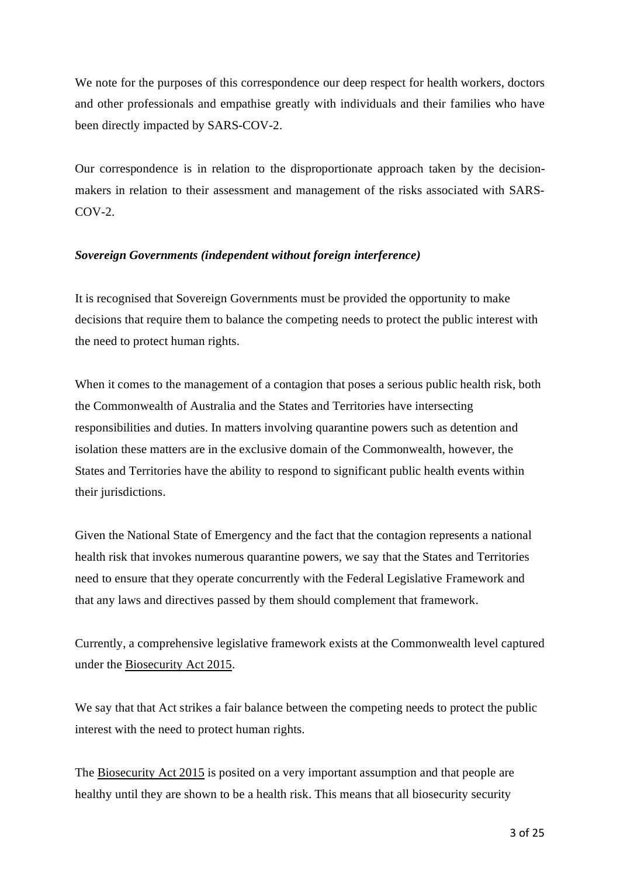We note for the purposes of this correspondence our deep respect for health workers, doctors and other professionals and empathise greatly with individuals and their families who have been directly impacted by SARS-COV-2.

Our correspondence is in relation to the disproportionate approach taken by the decision-makers in relation to their assessment and management of the risks associated with SARS-COV-2.

***Sovereign Governments (independent without foreign interference)***

It is recognised that Sovereign Governments must be provided the opportunity to make decisions that require them to balance the competing needs to protect the public interest with the need to protect human rights.

When it comes to the management of a contagion that poses a serious public health risk, both the Commonwealth of Australia and the States and Territories have intersecting responsibilities and duties. In matters involving quarantine powers such as detention and isolation these matters are in the exclusive domain of the Commonwealth, however, the States and Territories have the ability to respond to significant public health events within their jurisdictions.

Given the National State of Emergency and the fact that the contagion represents a national health risk that invokes numerous quarantine powers, we say that the States and Territories need to ensure that they operate concurrently with the Federal Legislative Framework and that any laws and directives passed by them should complement that framework.

Currently, a comprehensive legislative framework exists at the Commonwealth level captured under the Biosecurity Act 2015.

We say that that Act strikes a fair balance between the competing needs to protect the public interest with the need to protect human rights.

The Biosecurity Act 2015 is posited on a very important assumption and that people are healthy until they are shown to be a health risk. This means that all biosecurity security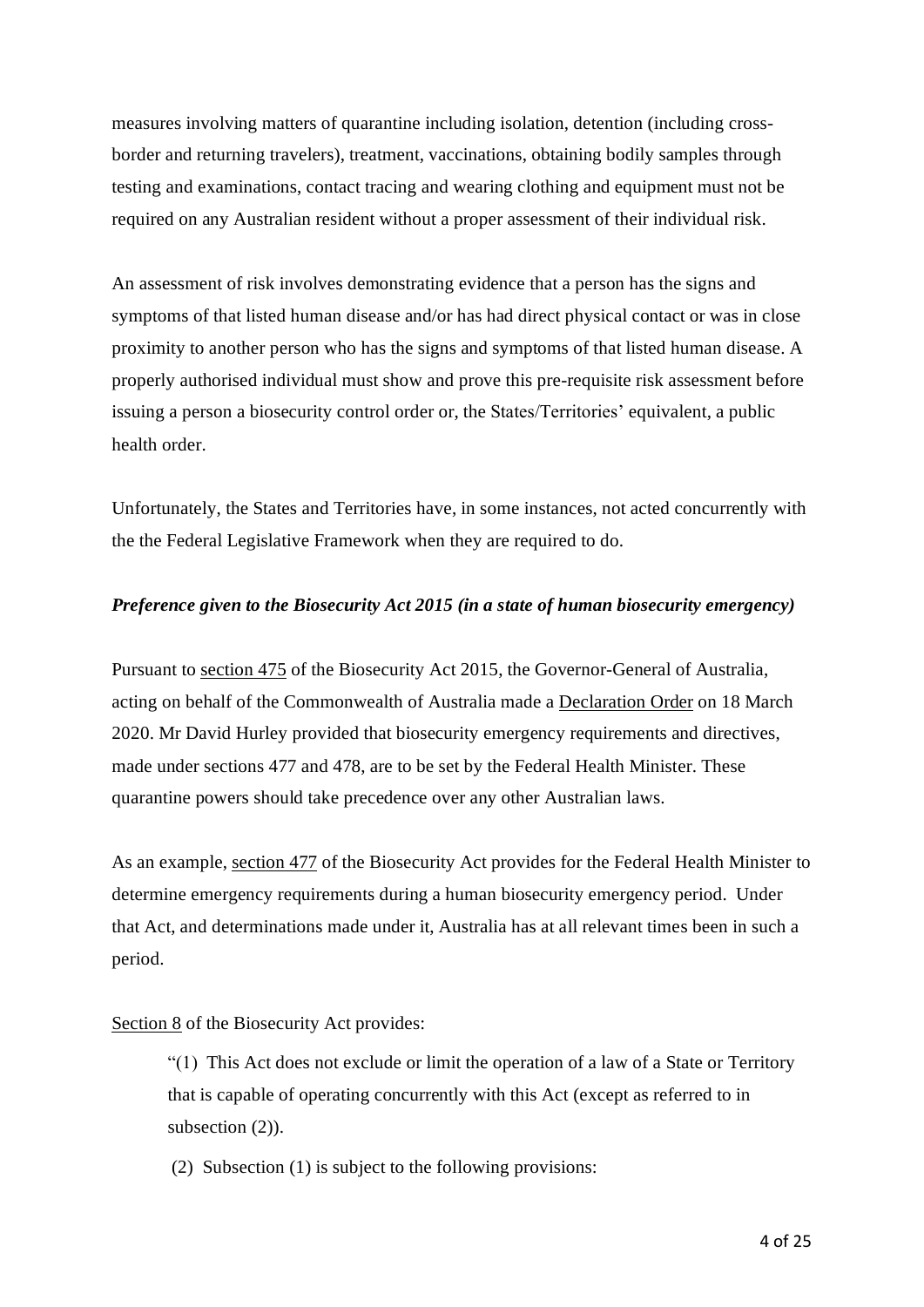measures involving matters of quarantine including isolation, detention (including cross-border and returning travelers), treatment, vaccinations, obtaining bodily samples through testing and examinations, contact tracing and wearing clothing and equipment must not be required on any Australian resident without a proper assessment of their individual risk.

An assessment of risk involves demonstrating evidence that a person has the signs and symptoms of that listed human disease and/or has had direct physical contact or was in close proximity to another person who has the signs and symptoms of that listed human disease. A properly authorised individual must show and prove this pre-requisite risk assessment before issuing a person a biosecurity control order or, the States/Territories' equivalent, a public health order.

Unfortunately, the States and Territories have, in some instances, not acted concurrently with the the Federal Legislative Framework when they are required to do.

***Preference given to the Biosecurity Act 2015 (in a state of human biosecurity emergency)***

Pursuant to section 475 of the Biosecurity Act 2015, the Governor-General of Australia, acting on behalf of the Commonwealth of Australia made a Declaration Order on 18 March 2020. Mr David Hurley provided that biosecurity emergency requirements and directives, made under sections 477 and 478, are to be set by the Federal Health Minister. These quarantine powers should take precedence over any other Australian laws.

As an example, section 477 of the Biosecurity Act provides for the Federal Health Minister to determine emergency requirements during a human biosecurity emergency period. Under that Act, and determinations made under it, Australia has at all relevant times been in such a period.

Section 8 of the Biosecurity Act provides:

> "(1) This Act does not exclude or limit the operation of a law of a State or Territory that is capable of operating concurrently with this Act (except as referred to in subsection (2)).
>
> (2) Subsection (1) is subject to the following provisions: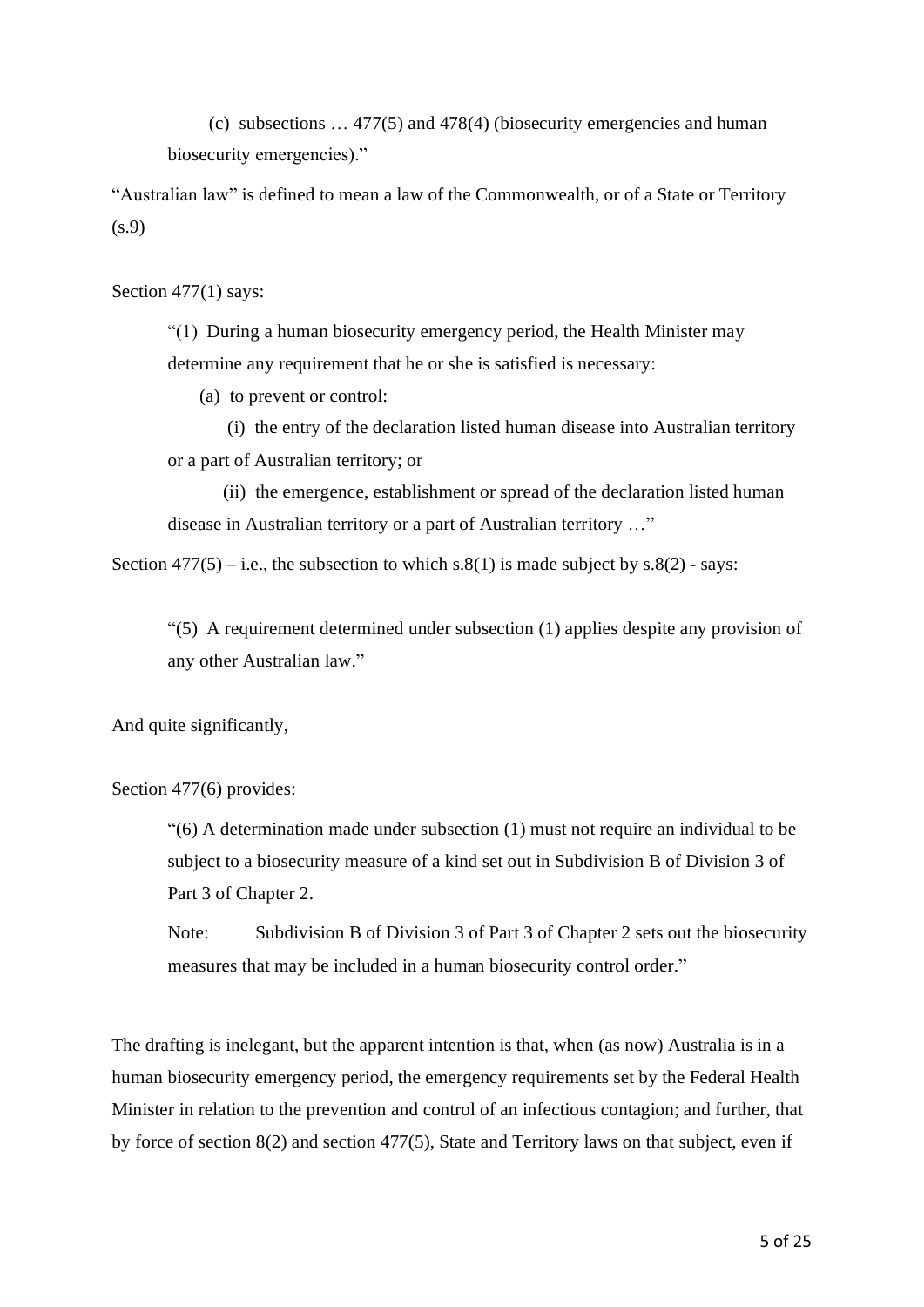> (c) subsections … 477(5) and 478(4) (biosecurity emergencies and human biosecurity emergencies)."

"Australian law" is defined to mean a law of the Commonwealth, or of a State or Territory (s.9)

Section 477(1) says:

> "(1) During a human biosecurity emergency period, the Health Minister may determine any requirement that he or she is satisfied is necessary:
>
> (a) to prevent or control:
>
> (i) the entry of the declaration listed human disease into Australian territory or a part of Australian territory; or
>
> (ii) the emergence, establishment or spread of the declaration listed human disease in Australian territory or a part of Australian territory …"

Section 477(5) – i.e., the subsection to which s.8(1) is made subject by s.8(2) - says:

> "(5) A requirement determined under subsection (1) applies despite any provision of any other Australian law."

And quite significantly,

Section 477(6) provides:

> "(6) A determination made under subsection (1) must not require an individual to be subject to a biosecurity measure of a kind set out in Subdivision B of Division 3 of Part 3 of Chapter 2.
>
> Note: Subdivision B of Division 3 of Part 3 of Chapter 2 sets out the biosecurity measures that may be included in a human biosecurity control order."

The drafting is inelegant, but the apparent intention is that, when (as now) Australia is in a human biosecurity emergency period, the emergency requirements set by the Federal Health Minister in relation to the prevention and control of an infectious contagion; and further, that by force of section 8(2) and section 477(5), State and Territory laws on that subject, even if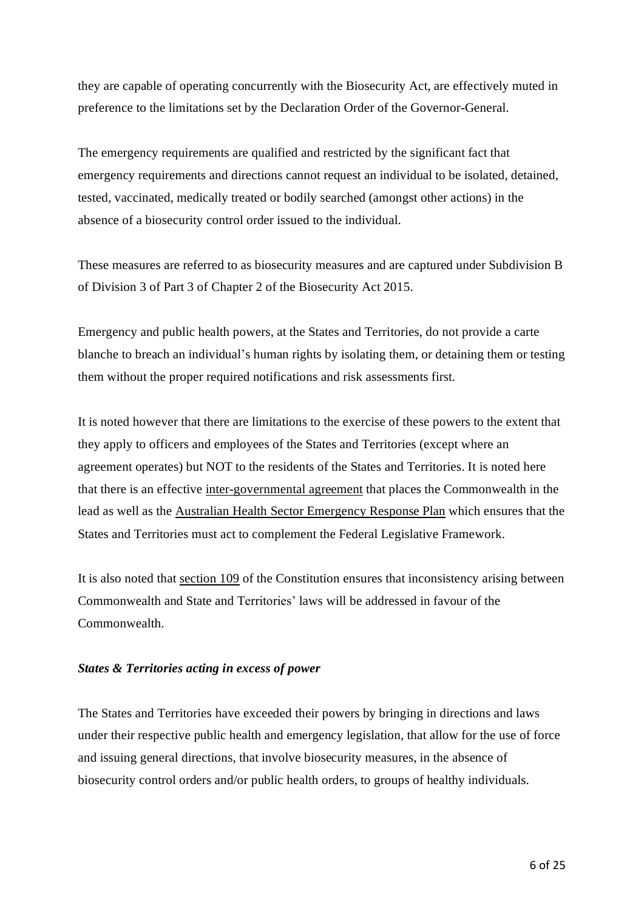they are capable of operating concurrently with the Biosecurity Act, are effectively muted in preference to the limitations set by the Declaration Order of the Governor-General.

The emergency requirements are qualified and restricted by the significant fact that emergency requirements and directions cannot request an individual to be isolated, detained, tested, vaccinated, medically treated or bodily searched (amongst other actions) in the absence of a biosecurity control order issued to the individual.

These measures are referred to as biosecurity measures and are captured under Subdivision B of Division 3 of Part 3 of Chapter 2 of the Biosecurity Act 2015.

Emergency and public health powers, at the States and Territories, do not provide a carte blanche to breach an individual's human rights by isolating them, or detaining them or testing them without the proper required notifications and risk assessments first.

It is noted however that there are limitations to the exercise of these powers to the extent that they apply to officers and employees of the States and Territories (except where an agreement operates) but NOT to the residents of the States and Territories. It is noted here that there is an effective inter-governmental agreement that places the Commonwealth in the lead as well as the Australian Health Sector Emergency Response Plan which ensures that the States and Territories must act to complement the Federal Legislative Framework.

It is also noted that section 109 of the Constitution ensures that inconsistency arising between Commonwealth and State and Territories' laws will be addressed in favour of the Commonwealth.

***States & Territories acting in excess of power***

The States and Territories have exceeded their powers by bringing in directions and laws under their respective public health and emergency legislation, that allow for the use of force and issuing general directions, that involve biosecurity measures, in the absence of biosecurity control orders and/or public health orders, to groups of healthy individuals.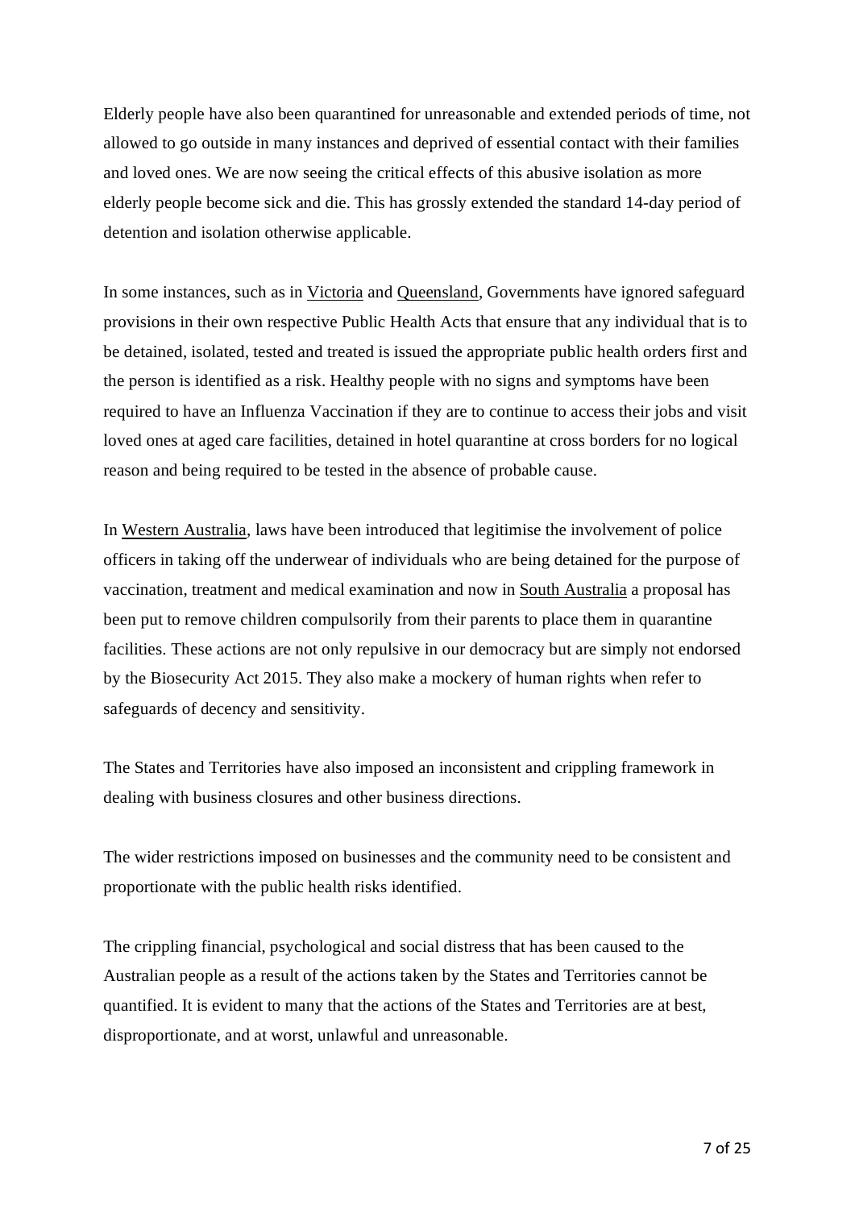Elderly people have also been quarantined for unreasonable and extended periods of time, not allowed to go outside in many instances and deprived of essential contact with their families and loved ones. We are now seeing the critical effects of this abusive isolation as more elderly people become sick and die. This has grossly extended the standard 14-day period of detention and isolation otherwise applicable.

In some instances, such as in Victoria and Queensland, Governments have ignored safeguard provisions in their own respective Public Health Acts that ensure that any individual that is to be detained, isolated, tested and treated is issued the appropriate public health orders first and the person is identified as a risk. Healthy people with no signs and symptoms have been required to have an Influenza Vaccination if they are to continue to access their jobs and visit loved ones at aged care facilities, detained in hotel quarantine at cross borders for no logical reason and being required to be tested in the absence of probable cause.

In Western Australia, laws have been introduced that legitimise the involvement of police officers in taking off the underwear of individuals who are being detained for the purpose of vaccination, treatment and medical examination and now in South Australia a proposal has been put to remove children compulsorily from their parents to place them in quarantine facilities. These actions are not only repulsive in our democracy but are simply not endorsed by the Biosecurity Act 2015. They also make a mockery of human rights when refer to safeguards of decency and sensitivity.

The States and Territories have also imposed an inconsistent and crippling framework in dealing with business closures and other business directions.

The wider restrictions imposed on businesses and the community need to be consistent and proportionate with the public health risks identified.

The crippling financial, psychological and social distress that has been caused to the Australian people as a result of the actions taken by the States and Territories cannot be quantified. It is evident to many that the actions of the States and Territories are at best, disproportionate, and at worst, unlawful and unreasonable.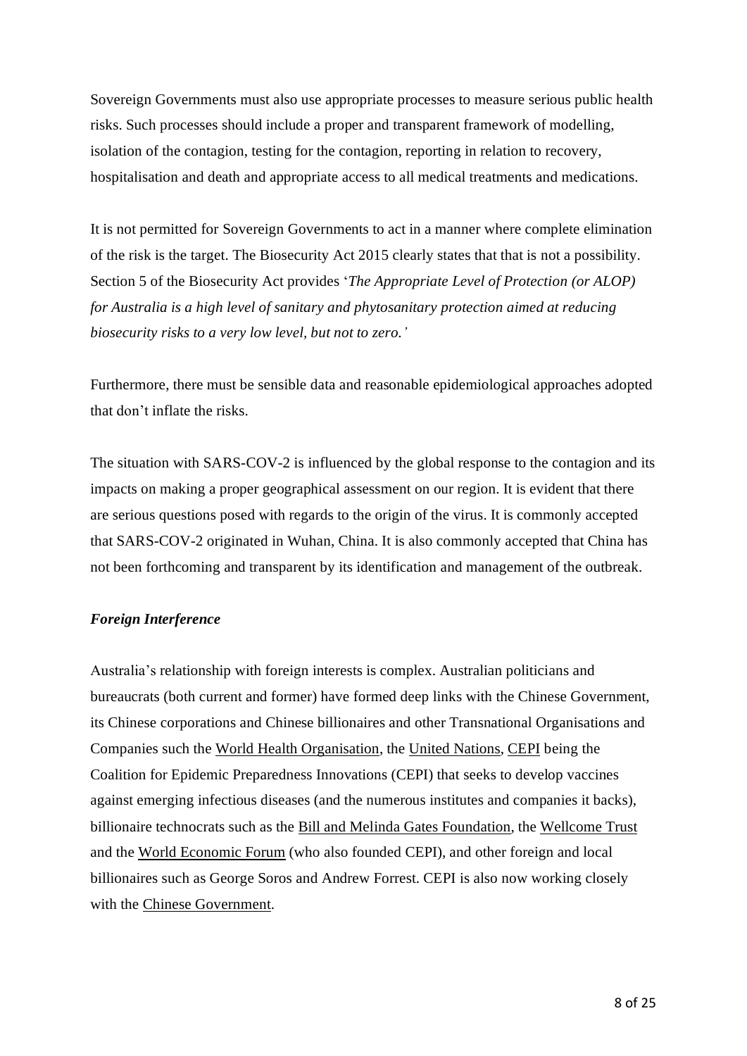Sovereign Governments must also use appropriate processes to measure serious public health risks. Such processes should include a proper and transparent framework of modelling, isolation of the contagion, testing for the contagion, reporting in relation to recovery, hospitalisation and death and appropriate access to all medical treatments and medications.

It is not permitted for Sovereign Governments to act in a manner where complete elimination of the risk is the target. The Biosecurity Act 2015 clearly states that that is not a possibility. Section 5 of the Biosecurity Act provides '*The Appropriate Level of Protection (or ALOP) for Australia is a high level of sanitary and phytosanitary protection aimed at reducing biosecurity risks to a very low level, but not to zero.'*

Furthermore, there must be sensible data and reasonable epidemiological approaches adopted that don't inflate the risks.

The situation with SARS-COV-2 is influenced by the global response to the contagion and its impacts on making a proper geographical assessment on our region. It is evident that there are serious questions posed with regards to the origin of the virus. It is commonly accepted that SARS-COV-2 originated in Wuhan, China. It is also commonly accepted that China has not been forthcoming and transparent by its identification and management of the outbreak.

***Foreign Interference***

Australia's relationship with foreign interests is complex. Australian politicians and bureaucrats (both current and former) have formed deep links with the Chinese Government, its Chinese corporations and Chinese billionaires and other Transnational Organisations and Companies such the World Health Organisation, the United Nations, CEPI being the Coalition for Epidemic Preparedness Innovations (CEPI) that seeks to develop vaccines against emerging infectious diseases (and the numerous institutes and companies it backs), billionaire technocrats such as the Bill and Melinda Gates Foundation, the Wellcome Trust and the World Economic Forum (who also founded CEPI), and other foreign and local billionaires such as George Soros and Andrew Forrest. CEPI is also now working closely with the Chinese Government.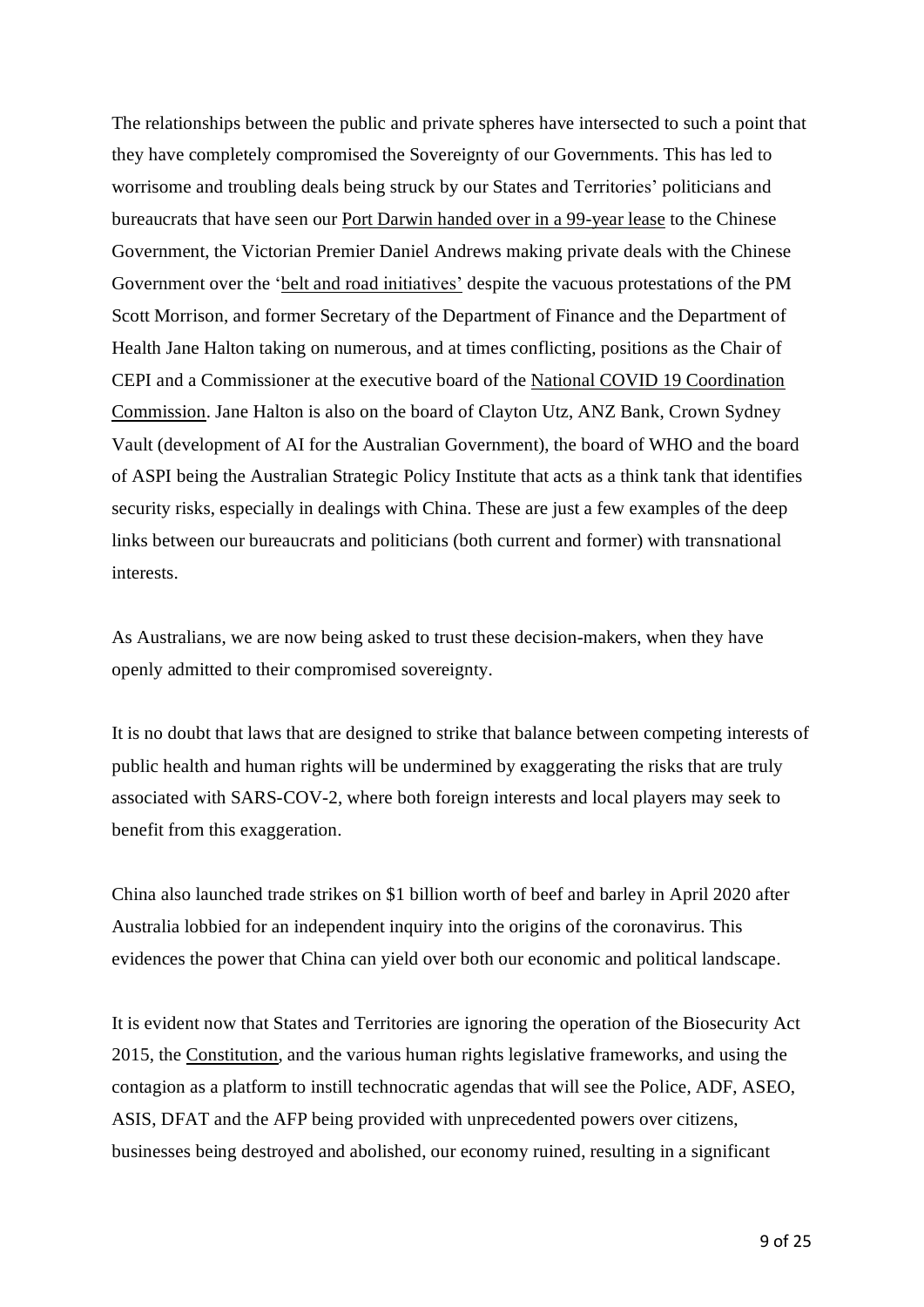The relationships between the public and private spheres have intersected to such a point that they have completely compromised the Sovereignty of our Governments. This has led to worrisome and troubling deals being struck by our States and Territories' politicians and bureaucrats that have seen our Port Darwin handed over in a 99-year lease to the Chinese Government, the Victorian Premier Daniel Andrews making private deals with the Chinese Government over the 'belt and road initiatives' despite the vacuous protestations of the PM Scott Morrison, and former Secretary of the Department of Finance and the Department of Health Jane Halton taking on numerous, and at times conflicting, positions as the Chair of CEPI and a Commissioner at the executive board of the National COVID 19 Coordination Commission. Jane Halton is also on the board of Clayton Utz, ANZ Bank, Crown Sydney Vault (development of AI for the Australian Government), the board of WHO and the board of ASPI being the Australian Strategic Policy Institute that acts as a think tank that identifies security risks, especially in dealings with China. These are just a few examples of the deep links between our bureaucrats and politicians (both current and former) with transnational interests.

As Australians, we are now being asked to trust these decision-makers, when they have openly admitted to their compromised sovereignty.

It is no doubt that laws that are designed to strike that balance between competing interests of public health and human rights will be undermined by exaggerating the risks that are truly associated with SARS-COV-2, where both foreign interests and local players may seek to benefit from this exaggeration.

China also launched trade strikes on $1 billion worth of beef and barley in April 2020 after Australia lobbied for an independent inquiry into the origins of the coronavirus. This evidences the power that China can yield over both our economic and political landscape.

It is evident now that States and Territories are ignoring the operation of the Biosecurity Act 2015, the Constitution, and the various human rights legislative frameworks, and using the contagion as a platform to instill technocratic agendas that will see the Police, ADF, ASEO, ASIS, DFAT and the AFP being provided with unprecedented powers over citizens, businesses being destroyed and abolished, our economy ruined, resulting in a significant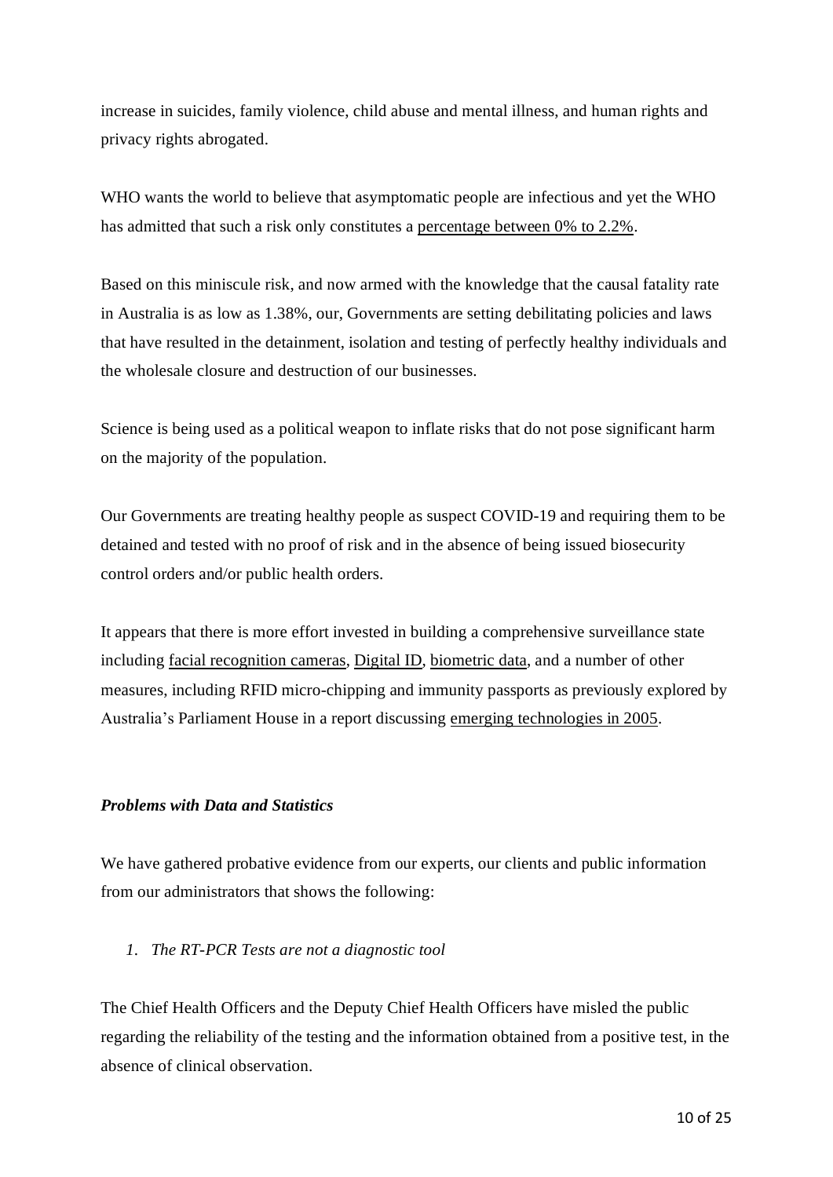increase in suicides, family violence, child abuse and mental illness, and human rights and privacy rights abrogated.

WHO wants the world to believe that asymptomatic people are infectious and yet the WHO has admitted that such a risk only constitutes a percentage between 0% to 2.2%.

Based on this miniscule risk, and now armed with the knowledge that the causal fatality rate in Australia is as low as 1.38%, our, Governments are setting debilitating policies and laws that have resulted in the detainment, isolation and testing of perfectly healthy individuals and the wholesale closure and destruction of our businesses.

Science is being used as a political weapon to inflate risks that do not pose significant harm on the majority of the population.

Our Governments are treating healthy people as suspect COVID-19 and requiring them to be detained and tested with no proof of risk and in the absence of being issued biosecurity control orders and/or public health orders.

It appears that there is more effort invested in building a comprehensive surveillance state including facial recognition cameras, Digital ID, biometric data, and a number of other measures, including RFID micro-chipping and immunity passports as previously explored by Australia's Parliament House in a report discussing emerging technologies in 2005.

### *Problems with Data and Statistics*

We have gathered probative evidence from our experts, our clients and public information from our administrators that shows the following:

1. *The RT-PCR Tests are not a diagnostic tool*

The Chief Health Officers and the Deputy Chief Health Officers have misled the public regarding the reliability of the testing and the information obtained from a positive test, in the absence of clinical observation.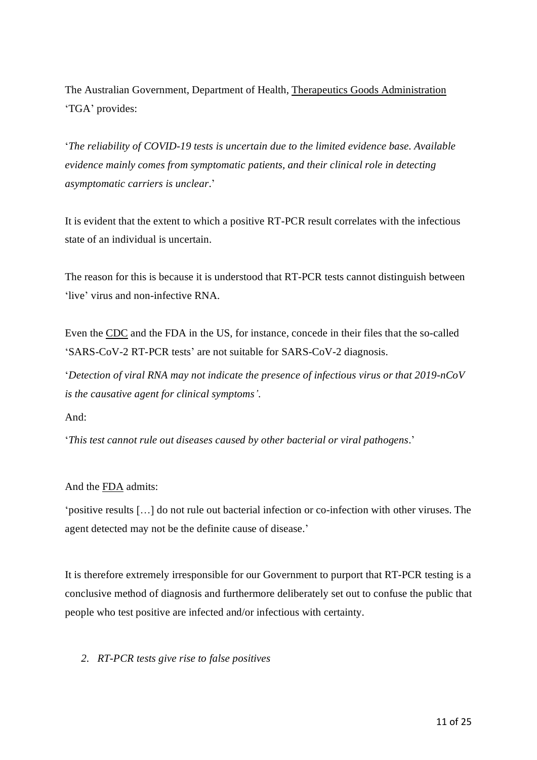The Australian Government, Department of Health, Therapeutics Goods Administration 'TGA' provides:

'*The reliability of COVID-19 tests is uncertain due to the limited evidence base. Available evidence mainly comes from symptomatic patients, and their clinical role in detecting asymptomatic carriers is unclear*.'

It is evident that the extent to which a positive RT-PCR result correlates with the infectious state of an individual is uncertain.

The reason for this is because it is understood that RT-PCR tests cannot distinguish between 'live' virus and non-infective RNA.

Even the CDC and the FDA in the US, for instance, concede in their files that the so-called 'SARS-CoV-2 RT-PCR tests' are not suitable for SARS-CoV-2 diagnosis.

'*Detection of viral RNA may not indicate the presence of infectious virus or that 2019-nCoV is the causative agent for clinical symptoms'.*

And:

'*This test cannot rule out diseases caused by other bacterial or viral pathogens*.'

And the FDA admits:

'positive results […] do not rule out bacterial infection or co-infection with other viruses. The agent detected may not be the definite cause of disease.'

It is therefore extremely irresponsible for our Government to purport that RT-PCR testing is a conclusive method of diagnosis and furthermore deliberately set out to confuse the public that people who test positive are infected and/or infectious with certainty.

2. *RT-PCR tests give rise to false positives*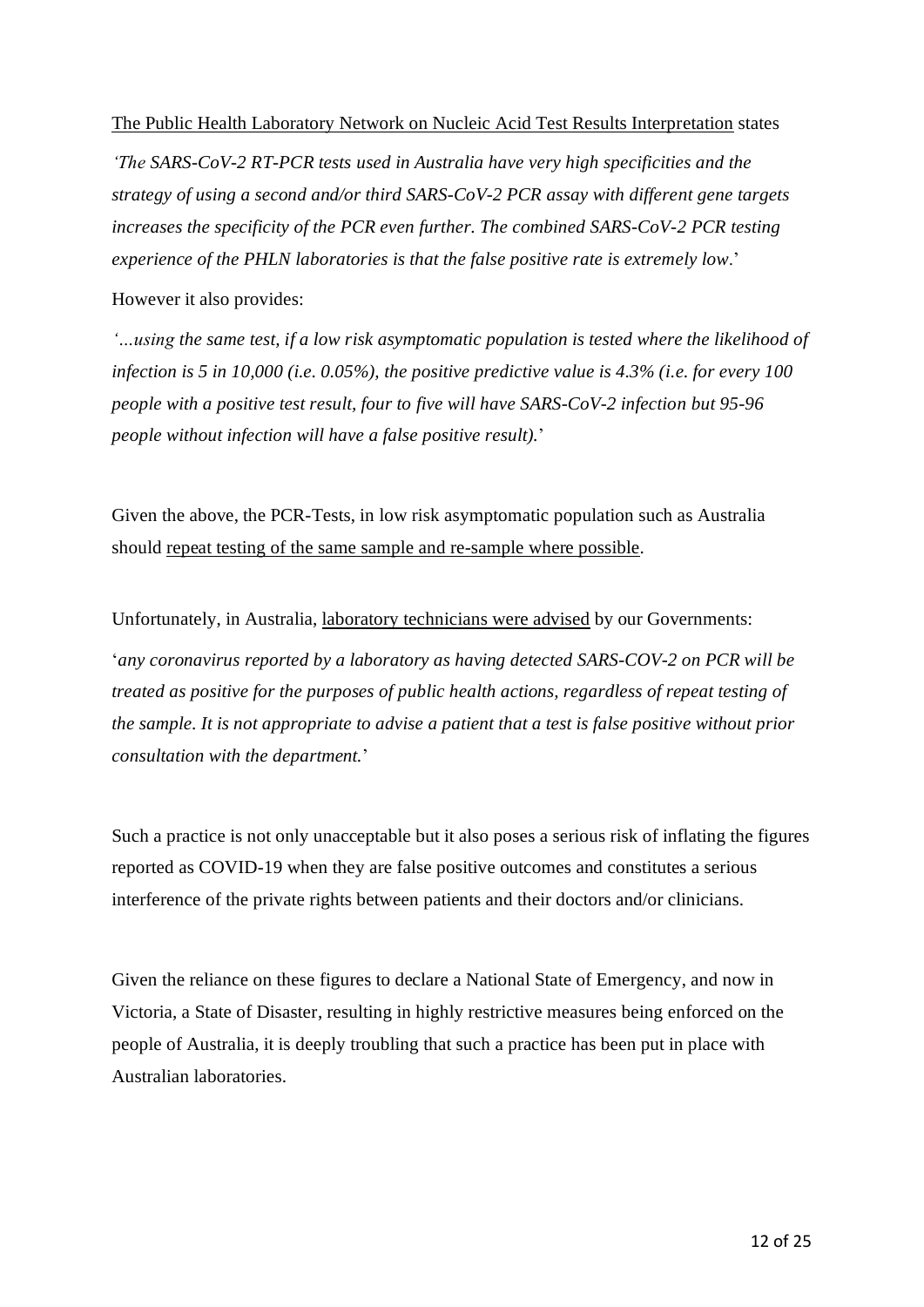The Public Health Laboratory Network on Nucleic Acid Test Results Interpretation states

*'The SARS-CoV-2 RT-PCR tests used in Australia have very high specificities and the strategy of using a second and/or third SARS-CoV-2 PCR assay with different gene targets increases the specificity of the PCR even further. The combined SARS-CoV-2 PCR testing experience of the PHLN laboratories is that the false positive rate is extremely low.*'

However it also provides:

*'...using the same test, if a low risk asymptomatic population is tested where the likelihood of infection is 5 in 10,000 (i.e. 0.05%), the positive predictive value is 4.3% (i.e. for every 100 people with a positive test result, four to five will have SARS-CoV-2 infection but 95-96 people without infection will have a false positive result).*'

Given the above, the PCR-Tests, in low risk asymptomatic population such as Australia should repeat testing of the same sample and re-sample where possible.

Unfortunately, in Australia, laboratory technicians were advised by our Governments:

'*any coronavirus reported by a laboratory as having detected SARS-COV-2 on PCR will be treated as positive for the purposes of public health actions, regardless of repeat testing of the sample. It is not appropriate to advise a patient that a test is false positive without prior consultation with the department.*'

Such a practice is not only unacceptable but it also poses a serious risk of inflating the figures reported as COVID-19 when they are false positive outcomes and constitutes a serious interference of the private rights between patients and their doctors and/or clinicians.

Given the reliance on these figures to declare a National State of Emergency, and now in Victoria, a State of Disaster, resulting in highly restrictive measures being enforced on the people of Australia, it is deeply troubling that such a practice has been put in place with Australian laboratories.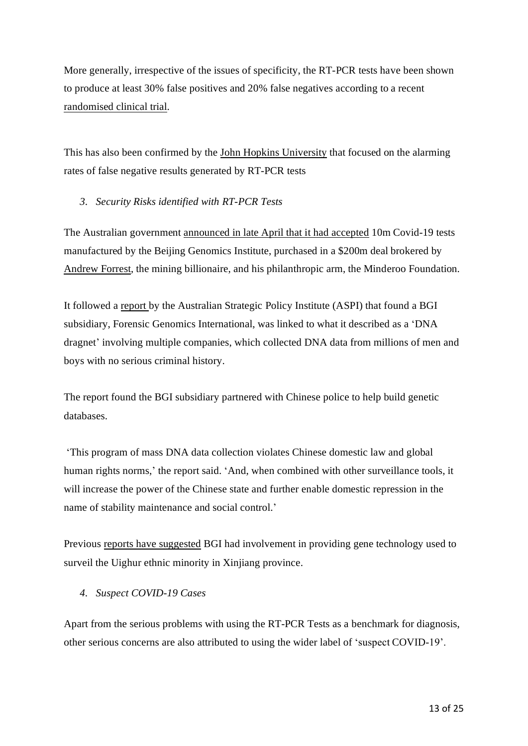More generally, irrespective of the issues of specificity, the RT-PCR tests have been shown to produce at least 30% false positives and 20% false negatives according to a recent randomised clinical trial.

This has also been confirmed by the John Hopkins University that focused on the alarming rates of false negative results generated by RT-PCR tests

*3. Security Risks identified with RT-PCR Tests*

The Australian government announced in late April that it had accepted 10m Covid-19 tests manufactured by the Beijing Genomics Institute, purchased in a $200m deal brokered by Andrew Forrest, the mining billionaire, and his philanthropic arm, the Minderoo Foundation.

It followed a report by the Australian Strategic Policy Institute (ASPI) that found a BGI subsidiary, Forensic Genomics International, was linked to what it described as a 'DNA dragnet' involving multiple companies, which collected DNA data from millions of men and boys with no serious criminal history.

The report found the BGI subsidiary partnered with Chinese police to help build genetic databases.

'This program of mass DNA data collection violates Chinese domestic law and global human rights norms,' the report said. 'And, when combined with other surveillance tools, it will increase the power of the Chinese state and further enable domestic repression in the name of stability maintenance and social control.'

Previous reports have suggested BGI had involvement in providing gene technology used to surveil the Uighur ethnic minority in Xinjiang province.

*4. Suspect COVID-19 Cases*

Apart from the serious problems with using the RT-PCR Tests as a benchmark for diagnosis, other serious concerns are also attributed to using the wider label of 'suspect COVID-19'.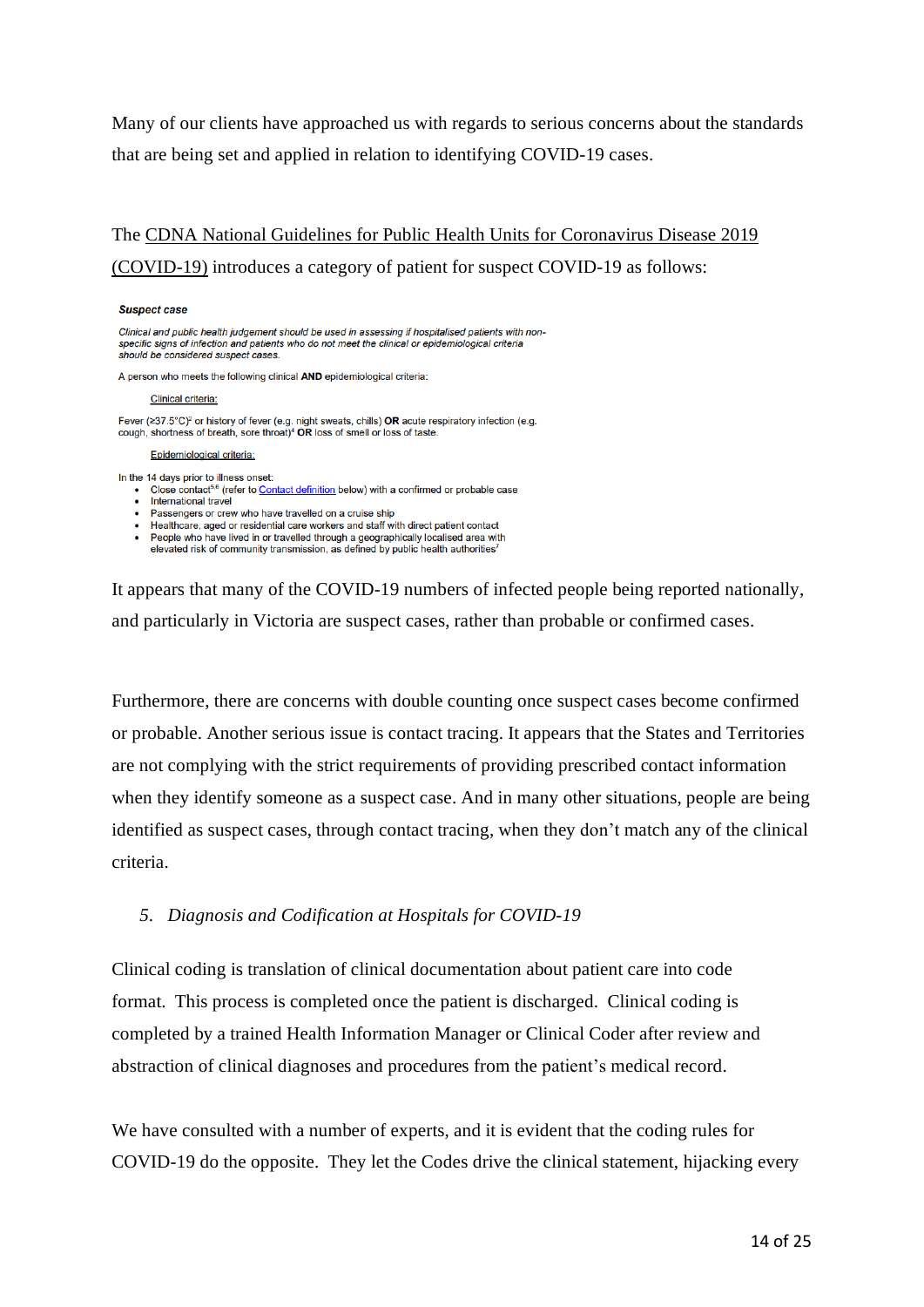Many of our clients have approached us with regards to serious concerns about the standards that are being set and applied in relation to identifying COVID-19 cases.

The CDNA National Guidelines for Public Health Units for Coronavirus Disease 2019 (COVID-19) introduces a category of patient for suspect COVID-19 as follows:

**Suspect case**

*Clinical and public health judgement should be used in assessing if hospitalised patients with non-specific signs of infection and patients who do not meet the clinical or epidemiological criteria should be considered suspect cases.*

A person who meets the following clinical **AND** epidemiological criteria:

Clinical criteria:

Fever (≥37.5°C)[2] or history of fever (e.g. night sweats, chills) **OR** acute respiratory infection (e.g. cough, shortness of breath, sore throat)[4] **OR** loss of smell or loss of taste.

Epidemiological criteria:

In the 14 days prior to illness onset:

- Close contact[5,6] (refer to Contact definition below) with a confirmed or probable case
- International travel
- Passengers or crew who have travelled on a cruise ship
- Healthcare, aged or residential care workers and staff with direct patient contact
- People who have lived in or travelled through a geographically localised area with elevated risk of community transmission, as defined by public health authorities[7]

It appears that many of the COVID-19 numbers of infected people being reported nationally, and particularly in Victoria are suspect cases, rather than probable or confirmed cases.

Furthermore, there are concerns with double counting once suspect cases become confirmed or probable. Another serious issue is contact tracing. It appears that the States and Territories are not complying with the strict requirements of providing prescribed contact information when they identify someone as a suspect case. And in many other situations, people are being identified as suspect cases, through contact tracing, when they don't match any of the clinical criteria.

5. *Diagnosis and Codification at Hospitals for COVID-19*

Clinical coding is translation of clinical documentation about patient care into code format. This process is completed once the patient is discharged. Clinical coding is completed by a trained Health Information Manager or Clinical Coder after review and abstraction of clinical diagnoses and procedures from the patient's medical record.

We have consulted with a number of experts, and it is evident that the coding rules for COVID-19 do the opposite. They let the Codes drive the clinical statement, hijacking every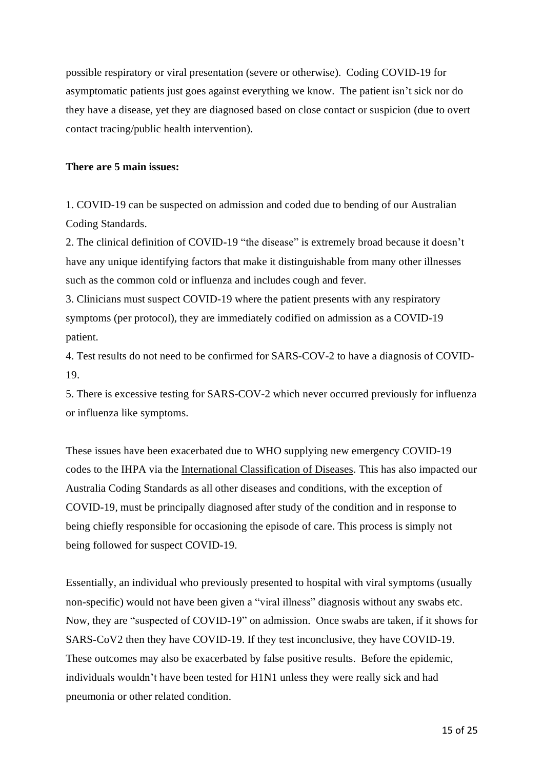possible respiratory or viral presentation (severe or otherwise). Coding COVID-19 for asymptomatic patients just goes against everything we know. The patient isn't sick nor do they have a disease, yet they are diagnosed based on close contact or suspicion (due to overt contact tracing/public health intervention).

**There are 5 main issues:**

1. COVID-19 can be suspected on admission and coded due to bending of our Australian Coding Standards.
2. The clinical definition of COVID-19 "the disease" is extremely broad because it doesn't have any unique identifying factors that make it distinguishable from many other illnesses such as the common cold or influenza and includes cough and fever.
3. Clinicians must suspect COVID-19 where the patient presents with any respiratory symptoms (per protocol), they are immediately codified on admission as a COVID-19 patient.
4. Test results do not need to be confirmed for SARS-COV-2 to have a diagnosis of COVID-19.
5. There is excessive testing for SARS-COV-2 which never occurred previously for influenza or influenza like symptoms.

These issues have been exacerbated due to WHO supplying new emergency COVID-19 codes to the IHPA via the International Classification of Diseases. This has also impacted our Australia Coding Standards as all other diseases and conditions, with the exception of COVID-19, must be principally diagnosed after study of the condition and in response to being chiefly responsible for occasioning the episode of care. This process is simply not being followed for suspect COVID-19.

Essentially, an individual who previously presented to hospital with viral symptoms (usually non-specific) would not have been given a "viral illness" diagnosis without any swabs etc. Now, they are "suspected of COVID-19" on admission. Once swabs are taken, if it shows for SARS-CoV2 then they have COVID-19. If they test inconclusive, they have COVID-19. These outcomes may also be exacerbated by false positive results. Before the epidemic, individuals wouldn't have been tested for H1N1 unless they were really sick and had pneumonia or other related condition.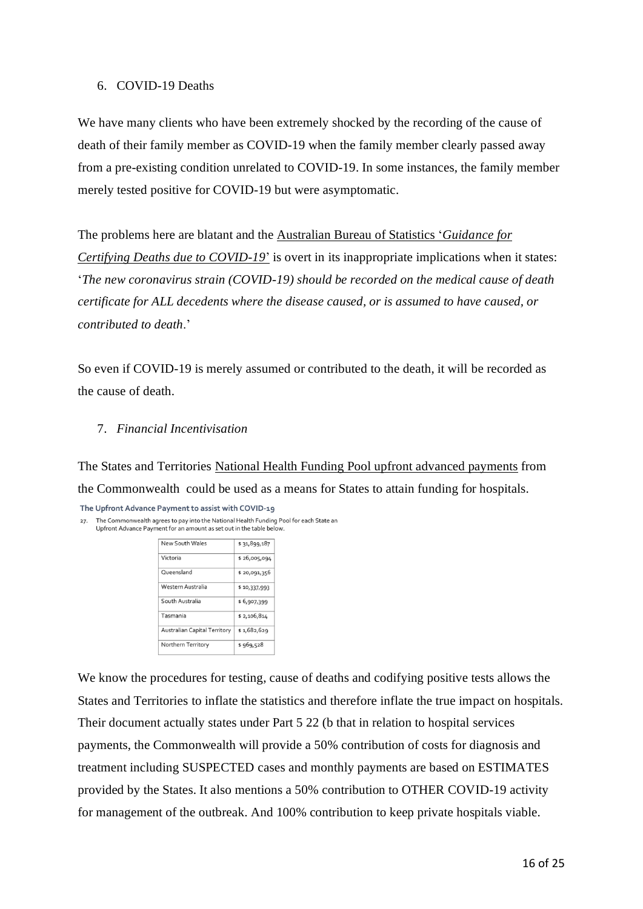6. COVID-19 Deaths

We have many clients who have been extremely shocked by the recording of the cause of death of their family member as COVID-19 when the family member clearly passed away from a pre-existing condition unrelated to COVID-19. In some instances, the family member merely tested positive for COVID-19 but were asymptomatic.

The problems here are blatant and the Australian Bureau of Statistics '*Guidance for Certifying Deaths due to COVID-19*' is overt in its inappropriate implications when it states: '*The new coronavirus strain (COVID-19) should be recorded on the medical cause of death certificate for ALL decedents where the disease caused, or is assumed to have caused, or contributed to death*.'

So even if COVID-19 is merely assumed or contributed to the death, it will be recorded as the cause of death.

7. *Financial Incentivisation*

The States and Territories National Health Funding Pool upfront advanced payments from the Commonwealth could be used as a means for States to attain funding for hospitals.

**The Upfront Advance Payment to assist with COVID-19**

27. The Commonwealth agrees to pay into the National Health Funding Pool for each State an Upfront Advance Payment for an amount as set out in the table below.

| | |
|---|---|
| New South Wales | $ 31,899,187 |
| Victoria | $ 26,005,094 |
| Queensland | $ 20,091,356 |
| Western Australia | $ 10,337,993 |
| South Australia | $ 6,907,399 |
| Tasmania | $ 2,106,814 |
| Australian Capital Territory | $ 1,682,629 |
| Northern Territory | $ 969,528 |

We know the procedures for testing, cause of deaths and codifying positive tests allows the States and Territories to inflate the statistics and therefore inflate the true impact on hospitals. Their document actually states under Part 5 22 (b that in relation to hospital services payments, the Commonwealth will provide a 50% contribution of costs for diagnosis and treatment including SUSPECTED cases and monthly payments are based on ESTIMATES provided by the States. It also mentions a 50% contribution to OTHER COVID-19 activity for management of the outbreak. And 100% contribution to keep private hospitals viable.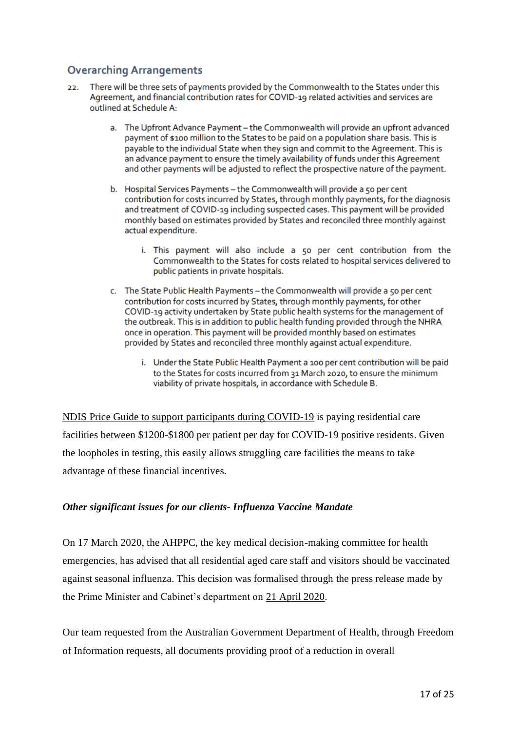### Overarching Arrangements

22. There will be three sets of payments provided by the Commonwealth to the States under this Agreement, and financial contribution rates for COVID-19 related activities and services are outlined at Schedule A:

    a. The Upfront Advance Payment – the Commonwealth will provide an upfront advanced payment of $100 million to the States to be paid on a population share basis. This is payable to the individual State when they sign and commit to the Agreement. This is an advance payment to ensure the timely availability of funds under this Agreement and other payments will be adjusted to reflect the prospective nature of the payment.

    b. Hospital Services Payments – the Commonwealth will provide a 50 per cent contribution for costs incurred by States, through monthly payments, for the diagnosis and treatment of COVID-19 including suspected cases. This payment will be provided monthly based on estimates provided by States and reconciled three monthly against actual expenditure.

        i. This payment will also include a 50 per cent contribution from the Commonwealth to the States for costs related to hospital services delivered to public patients in private hospitals.

    c. The State Public Health Payments – the Commonwealth will provide a 50 per cent contribution for costs incurred by States, through monthly payments, for other COVID-19 activity undertaken by State public health systems for the management of the outbreak. This is in addition to public health funding provided through the NHRA once in operation. This payment will be provided monthly based on estimates provided by States and reconciled three monthly against actual expenditure.

        i. Under the State Public Health Payment a 100 per cent contribution will be paid to the States for costs incurred from 31 March 2020, to ensure the minimum viability of private hospitals, in accordance with Schedule B.

NDIS Price Guide to support participants during COVID-19 is paying residential care facilities between $1200-$1800 per patient per day for COVID-19 positive residents. Given the loopholes in testing, this easily allows struggling care facilities the means to take advantage of these financial incentives.

*Other significant issues for our clients- Influenza Vaccine Mandate*

On 17 March 2020, the AHPPC, the key medical decision-making committee for health emergencies, has advised that all residential aged care staff and visitors should be vaccinated against seasonal influenza. This decision was formalised through the press release made by the Prime Minister and Cabinet's department on 21 April 2020.

Our team requested from the Australian Government Department of Health, through Freedom of Information requests, all documents providing proof of a reduction in overall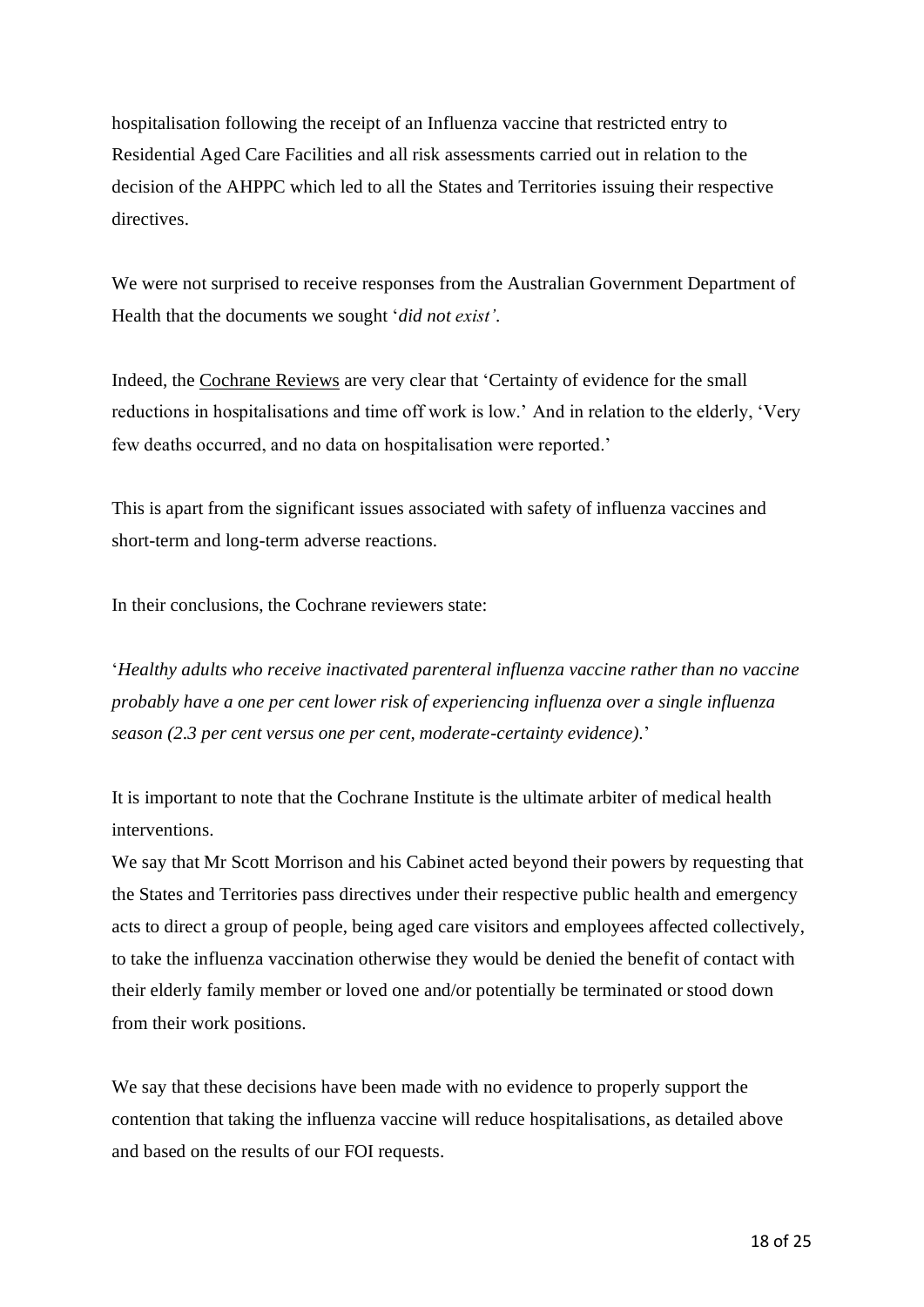hospitalisation following the receipt of an Influenza vaccine that restricted entry to Residential Aged Care Facilities and all risk assessments carried out in relation to the decision of the AHPPC which led to all the States and Territories issuing their respective directives.

We were not surprised to receive responses from the Australian Government Department of Health that the documents we sought '*did not exist'*.

Indeed, the Cochrane Reviews are very clear that 'Certainty of evidence for the small reductions in hospitalisations and time off work is low.' And in relation to the elderly, 'Very few deaths occurred, and no data on hospitalisation were reported.'

This is apart from the significant issues associated with safety of influenza vaccines and short-term and long-term adverse reactions.

In their conclusions, the Cochrane reviewers state:

'*Healthy adults who receive inactivated parenteral influenza vaccine rather than no vaccine probably have a one per cent lower risk of experiencing influenza over a single influenza season (2.3 per cent versus one per cent, moderate-certainty evidence).*'

It is important to note that the Cochrane Institute is the ultimate arbiter of medical health interventions.

We say that Mr Scott Morrison and his Cabinet acted beyond their powers by requesting that the States and Territories pass directives under their respective public health and emergency acts to direct a group of people, being aged care visitors and employees affected collectively, to take the influenza vaccination otherwise they would be denied the benefit of contact with their elderly family member or loved one and/or potentially be terminated or stood down from their work positions.

We say that these decisions have been made with no evidence to properly support the contention that taking the influenza vaccine will reduce hospitalisations, as detailed above and based on the results of our FOI requests.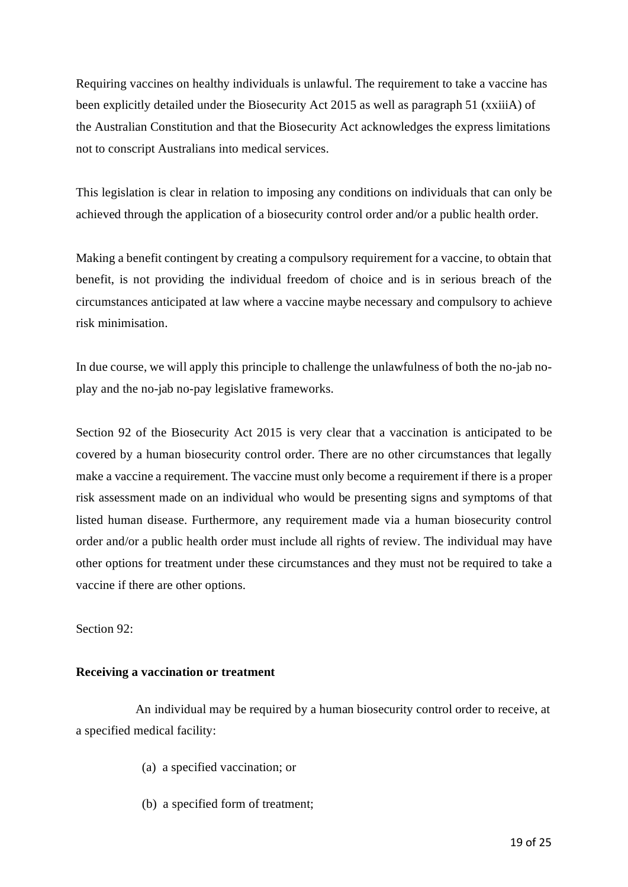Requiring vaccines on healthy individuals is unlawful. The requirement to take a vaccine has been explicitly detailed under the Biosecurity Act 2015 as well as paragraph 51 (xxiiiA) of the Australian Constitution and that the Biosecurity Act acknowledges the express limitations not to conscript Australians into medical services.

This legislation is clear in relation to imposing any conditions on individuals that can only be achieved through the application of a biosecurity control order and/or a public health order.

Making a benefit contingent by creating a compulsory requirement for a vaccine, to obtain that benefit, is not providing the individual freedom of choice and is in serious breach of the circumstances anticipated at law where a vaccine maybe necessary and compulsory to achieve risk minimisation.

In due course, we will apply this principle to challenge the unlawfulness of both the no-jab no-play and the no-jab no-pay legislative frameworks.

Section 92 of the Biosecurity Act 2015 is very clear that a vaccination is anticipated to be covered by a human biosecurity control order. There are no other circumstances that legally make a vaccine a requirement. The vaccine must only become a requirement if there is a proper risk assessment made on an individual who would be presenting signs and symptoms of that listed human disease. Furthermore, any requirement made via a human biosecurity control order and/or a public health order must include all rights of review. The individual may have other options for treatment under these circumstances and they must not be required to take a vaccine if there are other options.

Section 92:

**Receiving a vaccination or treatment**

An individual may be required by a human biosecurity control order to receive, at a specified medical facility:

(a) a specified vaccination; or

(b) a specified form of treatment;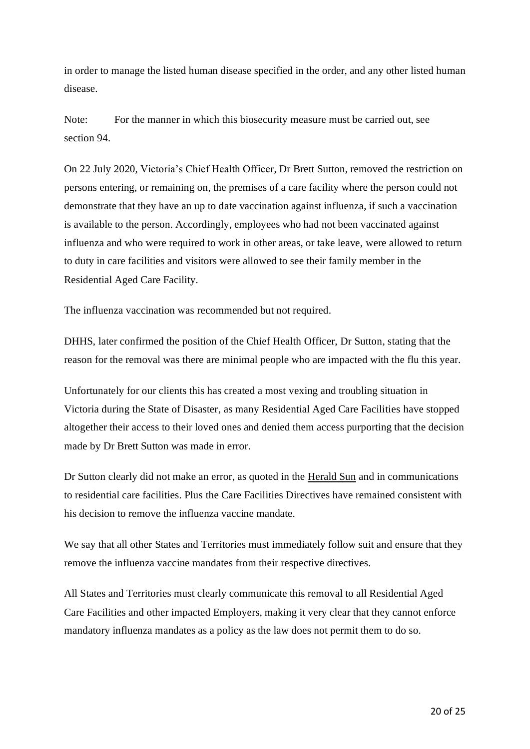in order to manage the listed human disease specified in the order, and any other listed human disease.

Note: For the manner in which this biosecurity measure must be carried out, see section 94.

On 22 July 2020, Victoria's Chief Health Officer, Dr Brett Sutton, removed the restriction on persons entering, or remaining on, the premises of a care facility where the person could not demonstrate that they have an up to date vaccination against influenza, if such a vaccination is available to the person. Accordingly, employees who had not been vaccinated against influenza and who were required to work in other areas, or take leave, were allowed to return to duty in care facilities and visitors were allowed to see their family member in the Residential Aged Care Facility.

The influenza vaccination was recommended but not required.

DHHS, later confirmed the position of the Chief Health Officer, Dr Sutton, stating that the reason for the removal was there are minimal people who are impacted with the flu this year.

Unfortunately for our clients this has created a most vexing and troubling situation in Victoria during the State of Disaster, as many Residential Aged Care Facilities have stopped altogether their access to their loved ones and denied them access purporting that the decision made by Dr Brett Sutton was made in error.

Dr Sutton clearly did not make an error, as quoted in the Herald Sun and in communications to residential care facilities. Plus the Care Facilities Directives have remained consistent with his decision to remove the influenza vaccine mandate.

We say that all other States and Territories must immediately follow suit and ensure that they remove the influenza vaccine mandates from their respective directives.

All States and Territories must clearly communicate this removal to all Residential Aged Care Facilities and other impacted Employers, making it very clear that they cannot enforce mandatory influenza mandates as a policy as the law does not permit them to do so.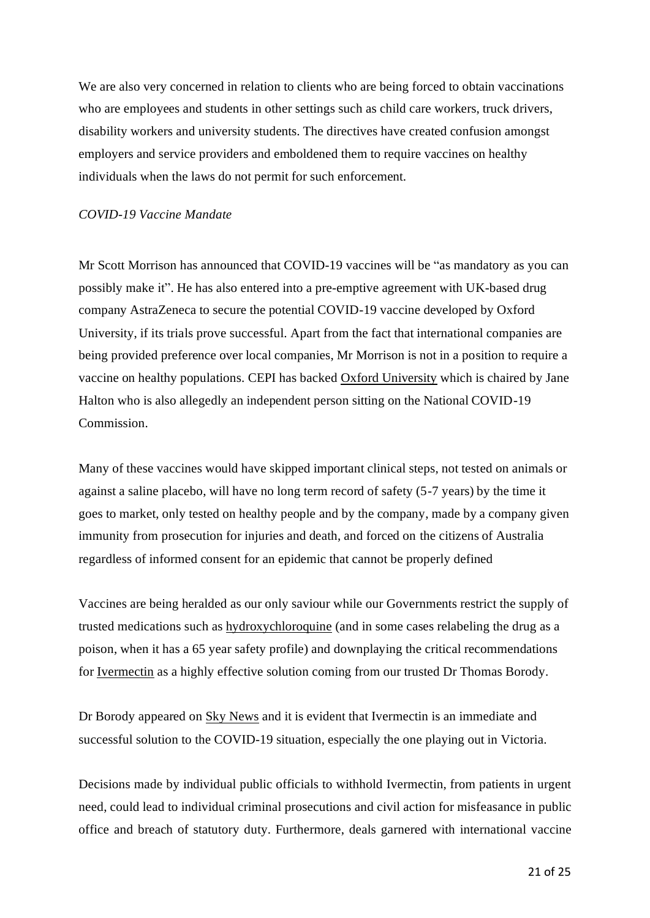We are also very concerned in relation to clients who are being forced to obtain vaccinations who are employees and students in other settings such as child care workers, truck drivers, disability workers and university students. The directives have created confusion amongst employers and service providers and emboldened them to require vaccines on healthy individuals when the laws do not permit for such enforcement.

*COVID-19 Vaccine Mandate*

Mr Scott Morrison has announced that COVID-19 vaccines will be "as mandatory as you can possibly make it". He has also entered into a pre-emptive agreement with UK-based drug company AstraZeneca to secure the potential COVID-19 vaccine developed by Oxford University, if its trials prove successful. Apart from the fact that international companies are being provided preference over local companies, Mr Morrison is not in a position to require a vaccine on healthy populations. CEPI has backed Oxford University which is chaired by Jane Halton who is also allegedly an independent person sitting on the National COVID-19 Commission.

Many of these vaccines would have skipped important clinical steps, not tested on animals or against a saline placebo, will have no long term record of safety (5-7 years) by the time it goes to market, only tested on healthy people and by the company, made by a company given immunity from prosecution for injuries and death, and forced on the citizens of Australia regardless of informed consent for an epidemic that cannot be properly defined

Vaccines are being heralded as our only saviour while our Governments restrict the supply of trusted medications such as hydroxychloroquine (and in some cases relabeling the drug as a poison, when it has a 65 year safety profile) and downplaying the critical recommendations for Ivermectin as a highly effective solution coming from our trusted Dr Thomas Borody.

Dr Borody appeared on Sky News and it is evident that Ivermectin is an immediate and successful solution to the COVID-19 situation, especially the one playing out in Victoria.

Decisions made by individual public officials to withhold Ivermectin, from patients in urgent need, could lead to individual criminal prosecutions and civil action for misfeasance in public office and breach of statutory duty. Furthermore, deals garnered with international vaccine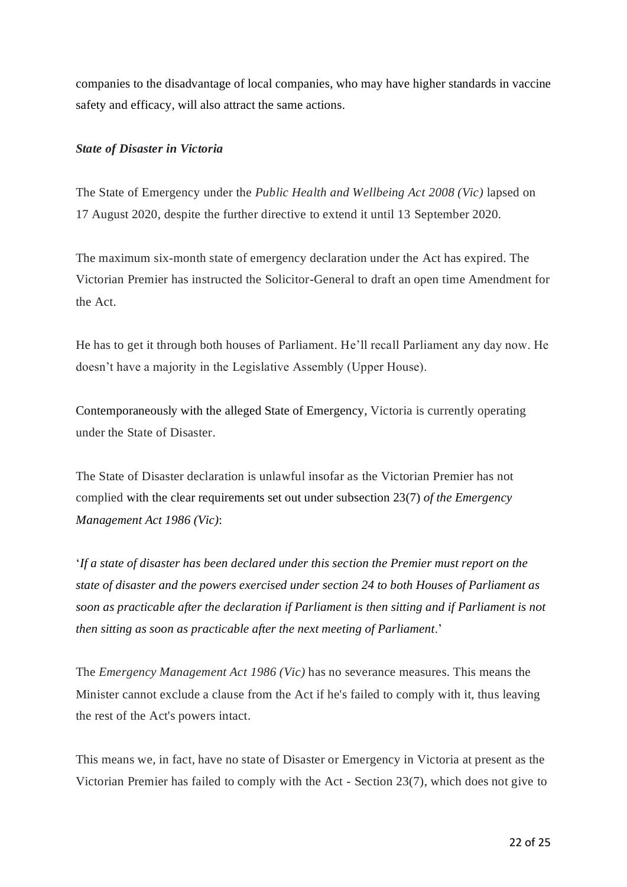companies to the disadvantage of local companies, who may have higher standards in vaccine safety and efficacy, will also attract the same actions.

***State of Disaster in Victoria***

The State of Emergency under the *Public Health and Wellbeing Act 2008 (Vic)* lapsed on 17 August 2020, despite the further directive to extend it until 13 September 2020.

The maximum six-month state of emergency declaration under the Act has expired. The Victorian Premier has instructed the Solicitor-General to draft an open time Amendment for the Act.

He has to get it through both houses of Parliament. He'll recall Parliament any day now. He doesn't have a majority in the Legislative Assembly (Upper House).

Contemporaneously with the alleged State of Emergency, Victoria is currently operating under the State of Disaster.

The State of Disaster declaration is unlawful insofar as the Victorian Premier has not complied with the clear requirements set out under subsection 23(7) *of the Emergency Management Act 1986 (Vic)*:

'*If a state of disaster has been declared under this section the Premier must report on the state of disaster and the powers exercised under section 24 to both Houses of Parliament as soon as practicable after the declaration if Parliament is then sitting and if Parliament is not then sitting as soon as practicable after the next meeting of Parliament*.'

The *Emergency Management Act 1986 (Vic)* has no severance measures. This means the Minister cannot exclude a clause from the Act if he's failed to comply with it, thus leaving the rest of the Act's powers intact.

This means we, in fact, have no state of Disaster or Emergency in Victoria at present as the Victorian Premier has failed to comply with the Act - Section 23(7), which does not give to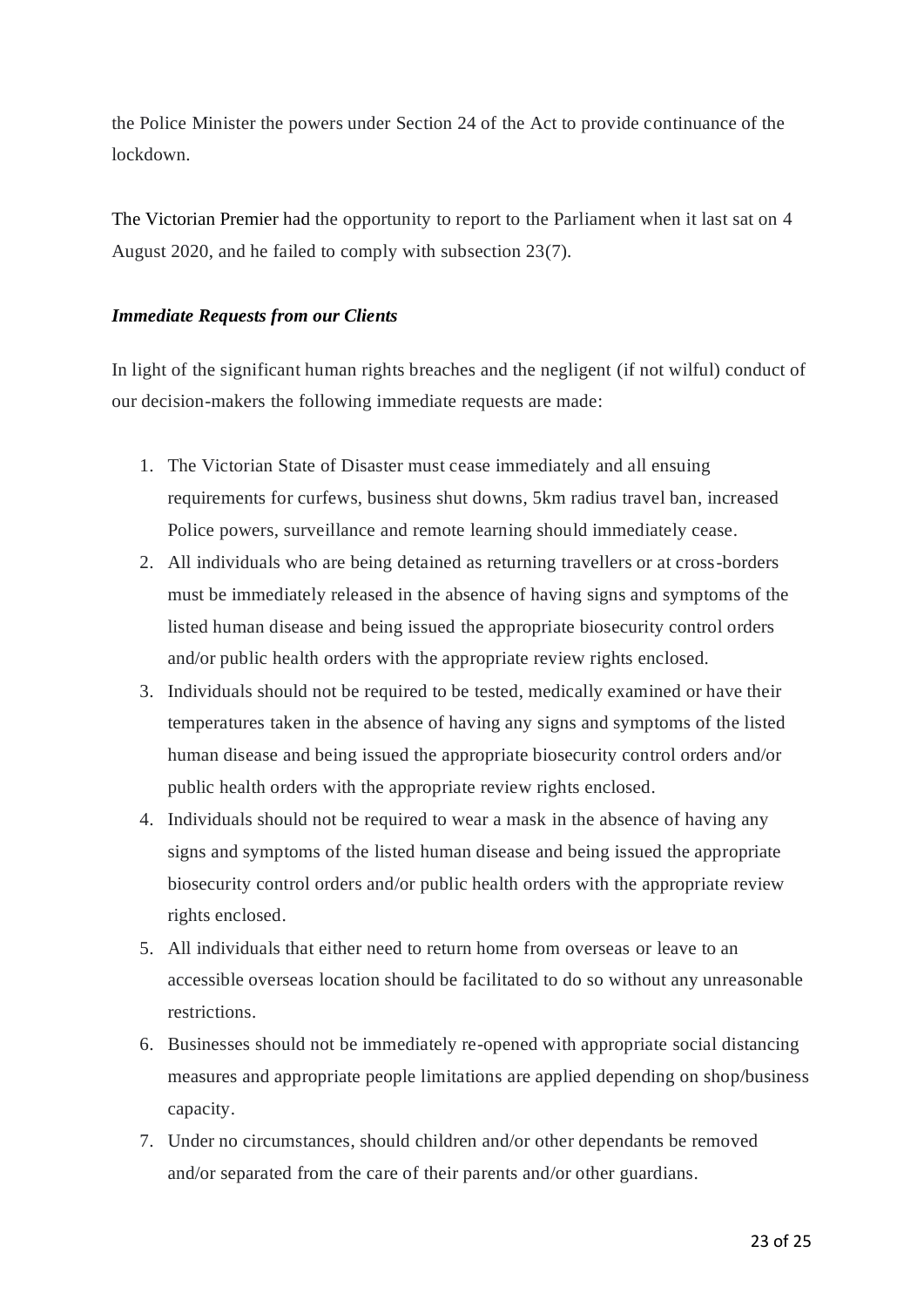the Police Minister the powers under Section 24 of the Act to provide continuance of the lockdown.

The Victorian Premier had the opportunity to report to the Parliament when it last sat on 4 August 2020, and he failed to comply with subsection 23(7).

***Immediate Requests from our Clients***

In light of the significant human rights breaches and the negligent (if not wilful) conduct of our decision-makers the following immediate requests are made:

1. The Victorian State of Disaster must cease immediately and all ensuing requirements for curfews, business shut downs, 5km radius travel ban, increased Police powers, surveillance and remote learning should immediately cease.
2. All individuals who are being detained as returning travellers or at cross-borders must be immediately released in the absence of having signs and symptoms of the listed human disease and being issued the appropriate biosecurity control orders and/or public health orders with the appropriate review rights enclosed.
3. Individuals should not be required to be tested, medically examined or have their temperatures taken in the absence of having any signs and symptoms of the listed human disease and being issued the appropriate biosecurity control orders and/or public health orders with the appropriate review rights enclosed.
4. Individuals should not be required to wear a mask in the absence of having any signs and symptoms of the listed human disease and being issued the appropriate biosecurity control orders and/or public health orders with the appropriate review rights enclosed.
5. All individuals that either need to return home from overseas or leave to an accessible overseas location should be facilitated to do so without any unreasonable restrictions.
6. Businesses should not be immediately re-opened with appropriate social distancing measures and appropriate people limitations are applied depending on shop/business capacity.
7. Under no circumstances, should children and/or other dependants be removed and/or separated from the care of their parents and/or other guardians.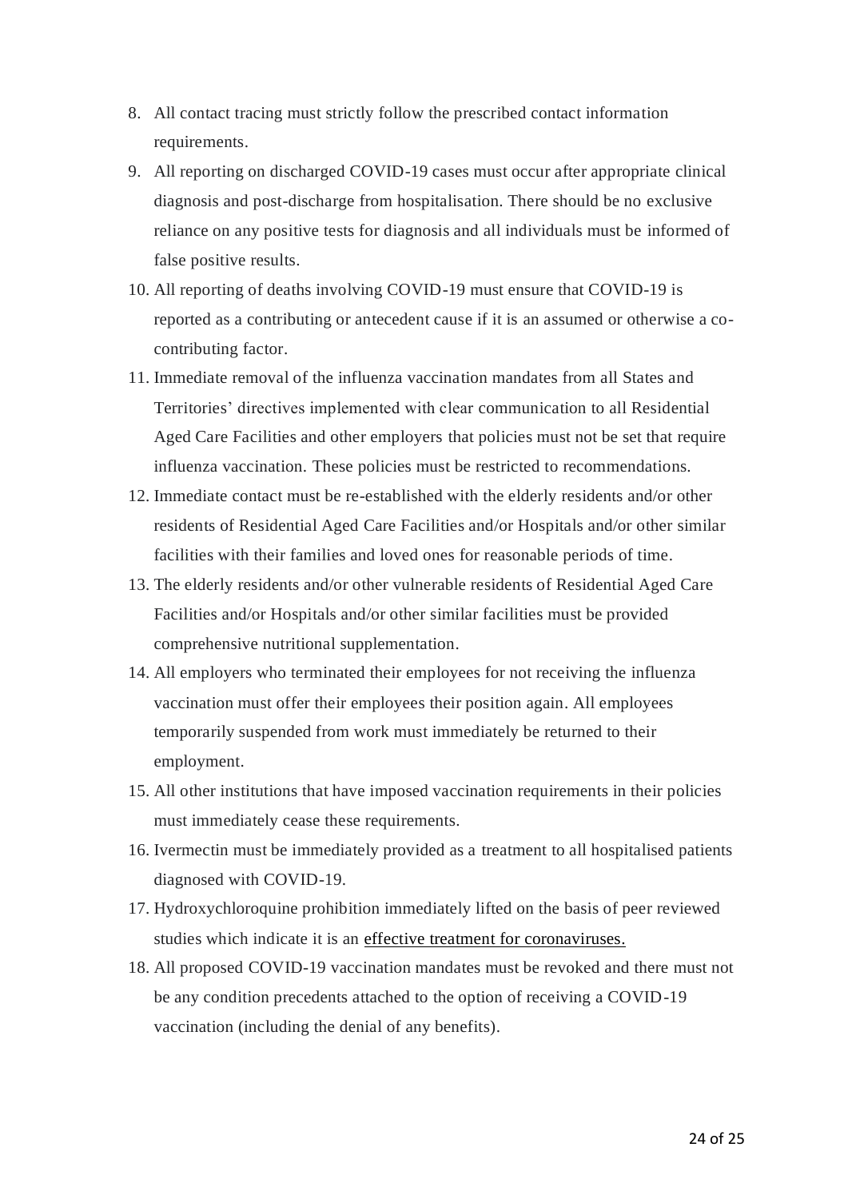8. All contact tracing must strictly follow the prescribed contact information requirements.
9. All reporting on discharged COVID-19 cases must occur after appropriate clinical diagnosis and post-discharge from hospitalisation. There should be no exclusive reliance on any positive tests for diagnosis and all individuals must be informed of false positive results.
10. All reporting of deaths involving COVID-19 must ensure that COVID-19 is reported as a contributing or antecedent cause if it is an assumed or otherwise a co-contributing factor.
11. Immediate removal of the influenza vaccination mandates from all States and Territories' directives implemented with clear communication to all Residential Aged Care Facilities and other employers that policies must not be set that require influenza vaccination. These policies must be restricted to recommendations.
12. Immediate contact must be re-established with the elderly residents and/or other residents of Residential Aged Care Facilities and/or Hospitals and/or other similar facilities with their families and loved ones for reasonable periods of time.
13. The elderly residents and/or other vulnerable residents of Residential Aged Care Facilities and/or Hospitals and/or other similar facilities must be provided comprehensive nutritional supplementation.
14. All employers who terminated their employees for not receiving the influenza vaccination must offer their employees their position again. All employees temporarily suspended from work must immediately be returned to their employment.
15. All other institutions that have imposed vaccination requirements in their policies must immediately cease these requirements.
16. Ivermectin must be immediately provided as a treatment to all hospitalised patients diagnosed with COVID-19.
17. Hydroxychloroquine prohibition immediately lifted on the basis of peer reviewed studies which indicate it is an effective treatment for coronaviruses.
18. All proposed COVID-19 vaccination mandates must be revoked and there must not be any condition precedents attached to the option of receiving a COVID-19 vaccination (including the denial of any benefits).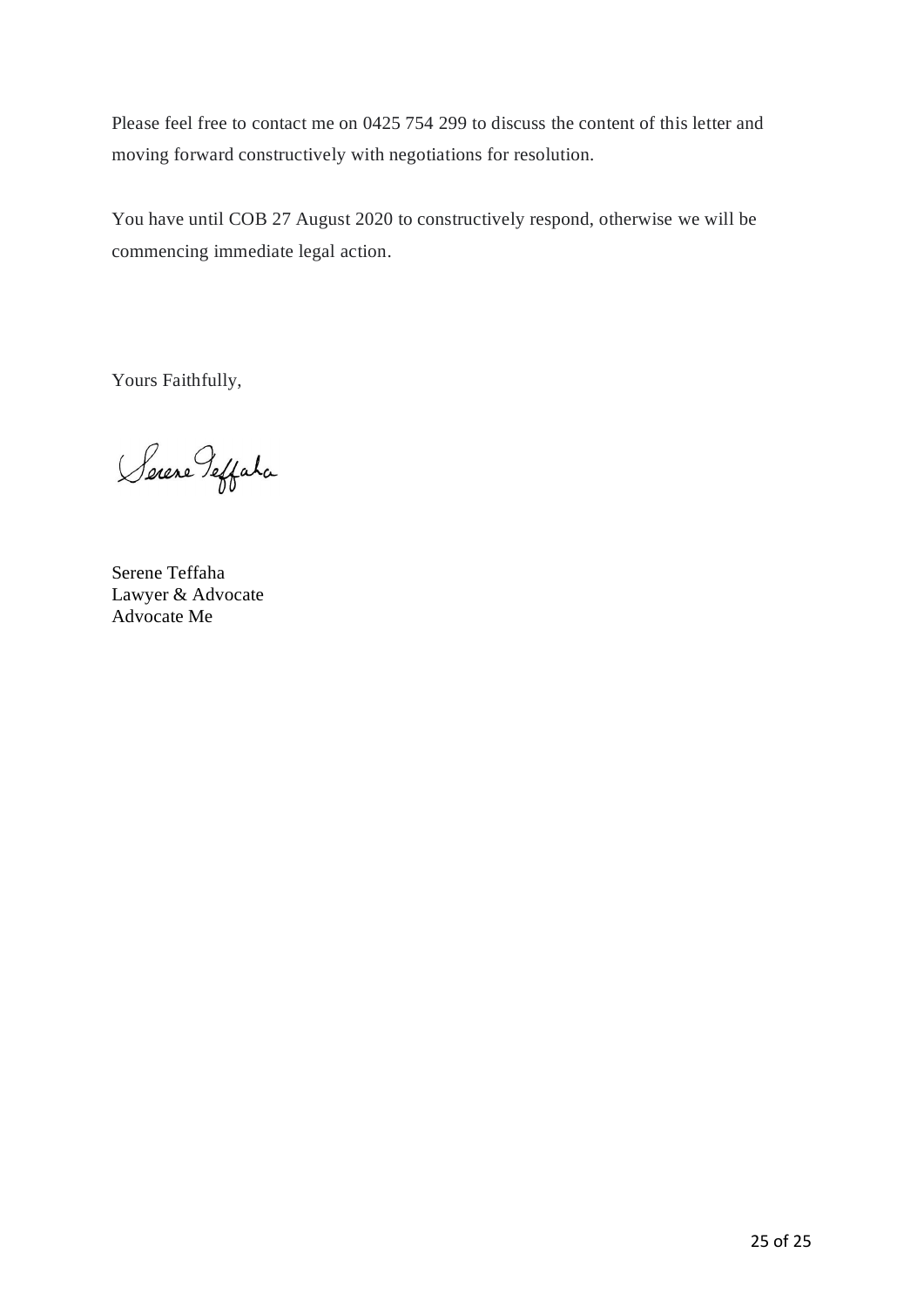Please feel free to contact me on 0425 754 299 to discuss the content of this letter and moving forward constructively with negotiations for resolution.

You have until COB 27 August 2020 to constructively respond, otherwise we will be commencing immediate legal action.

Yours Faithfully,

Serene Teffaha

Serene Teffaha
Lawyer & Advocate
Advocate Me